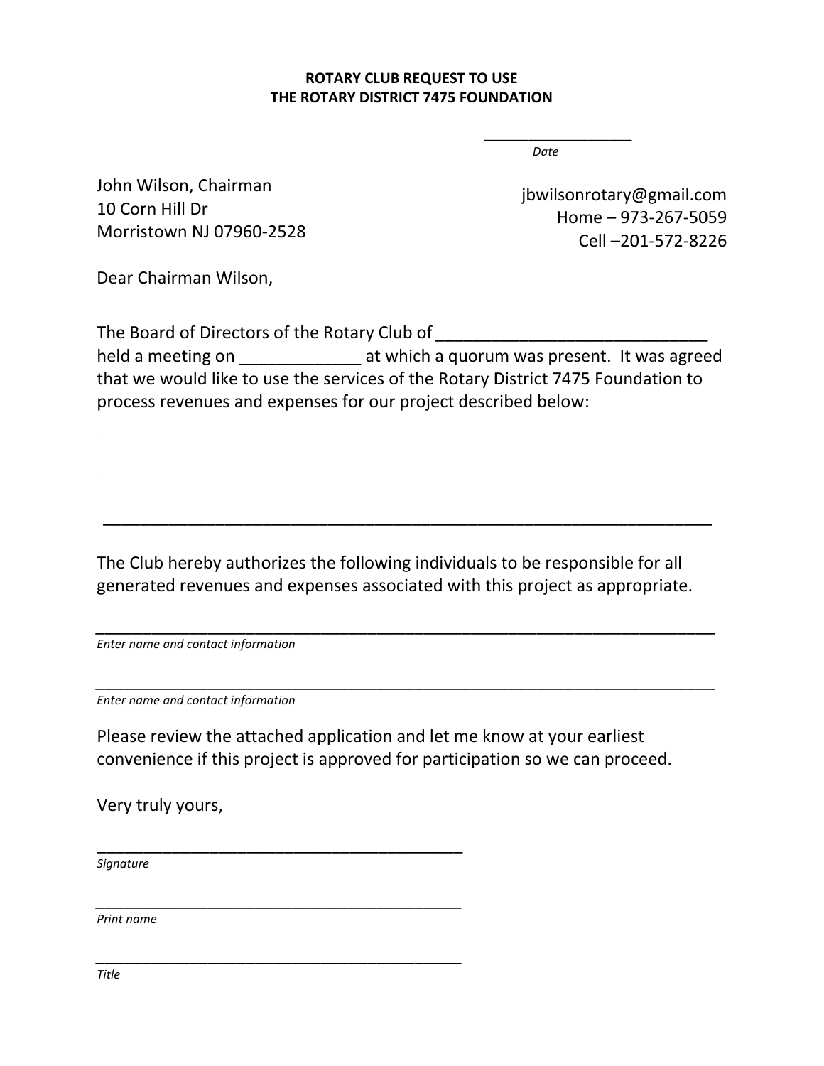**ROTARY CLUB REQUEST TO USE**
**THE ROTARY DISTRICT 7475 FOUNDATION**

_________________
*Date*

John Wilson, Chairman
10 Corn Hill Dr
Morristown NJ 07960-2528

jbwilsonrotary@gmail.com
Home – 973-267-5059
Cell –201-572-8226

Dear Chairman Wilson,

The Board of Directors of the Rotary Club of _____________________________ held a meeting on _____________ at which a quorum was present. It was agreed that we would like to use the services of the Rotary District 7475 Foundation to process revenues and expenses for our project described below:

_________________________________________________________________

The Club hereby authorizes the following individuals to be responsible for all generated revenues and expenses associated with this project as appropriate.

_________________________________________________________________
*Enter name and contact information*

_________________________________________________________________
*Enter name and contact information*

Please review the attached application and let me know at your earliest convenience if this project is approved for participation so we can proceed.

Very truly yours,

_______________________________________
*Signature*

_______________________________________
*Print name*

_______________________________________
*Title*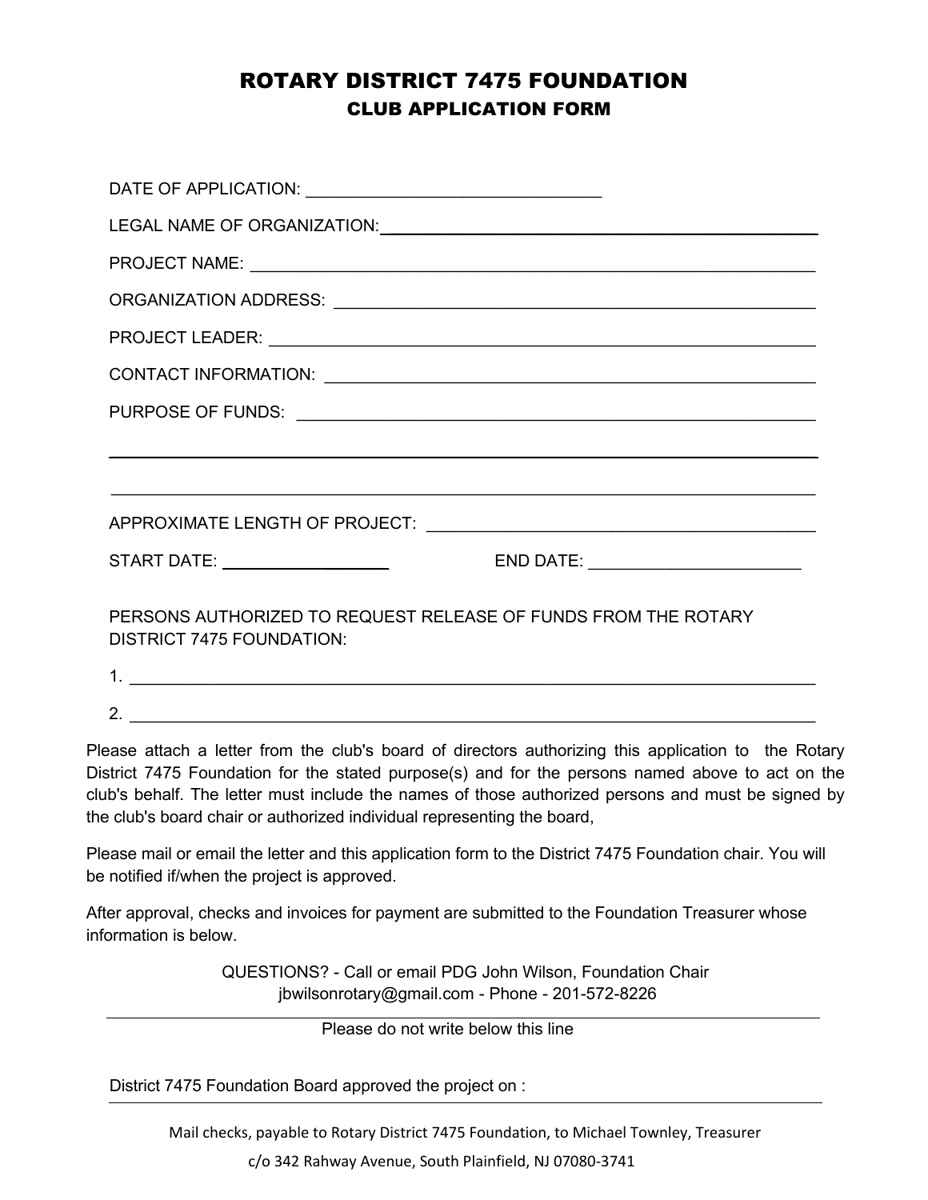# ROTARY DISTRICT 7475 FOUNDATION

## CLUB APPLICATION FORM

DATE OF APPLICATION: ______________________________

LEGAL NAME OF ORGANIZATION: ______________________________

PROJECT NAME: ______________________________

ORGANIZATION ADDRESS: ______________________________

PROJECT LEADER: ______________________________

CONTACT INFORMATION: ______________________________

PURPOSE OF FUNDS: ______________________________

______________________________

______________________________

APPROXIMATE LENGTH OF PROJECT: ______________________________

START DATE: ________________ END DATE: ____________________

PERSONS AUTHORIZED TO REQUEST RELEASE OF FUNDS FROM THE ROTARY DISTRICT 7475 FOUNDATION:

1. ______________________________
2. ______________________________

Please attach a letter from the club's board of directors authorizing this application to the Rotary District 7475 Foundation for the stated purpose(s) and for the persons named above to act on the club's behalf. The letter must include the names of those authorized persons and must be signed by the club's board chair or authorized individual representing the board,

Please mail or email the letter and this application form to the District 7475 Foundation chair. You will be notified if/when the project is approved.

After approval, checks and invoices for payment are submitted to the Foundation Treasurer whose information is below.

QUESTIONS? - Call or email PDG John Wilson, Foundation Chair
jbwilsonrotary@gmail.com - Phone - 201-572-8226

---

Please do not write below this line

District 7475 Foundation Board approved the project on :

---

Mail checks, payable to Rotary District 7475 Foundation, to Michael Townley, Treasurer
c/o 342 Rahway Avenue, South Plainfield, NJ 07080-3741